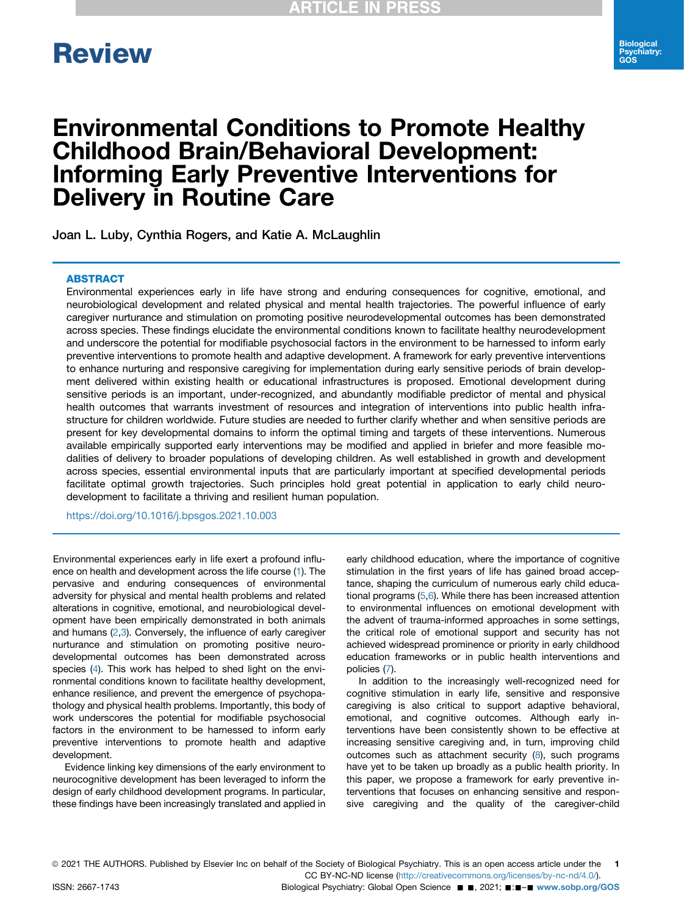Review

# Environmental Conditions to Promote Healthy Childhood Brain/Behavioral Development: Informing Early Preventive Interventions for Delivery in Routine Care

Joan L. Luby, Cynthia Rogers, and Katie A. McLaughlin

## ABSTRACT

Environmental experiences early in life have strong and enduring consequences for cognitive, emotional, and neurobiological development and related physical and mental health trajectories. The powerful influence of early caregiver nurturance and stimulation on promoting positive neurodevelopmental outcomes has been demonstrated across species. These findings elucidate the environmental conditions known to facilitate healthy neurodevelopment and underscore the potential for modifiable psychosocial factors in the environment to be harnessed to inform early preventive interventions to promote health and adaptive development. A framework for early preventive interventions to enhance nurturing and responsive caregiving for implementation during early sensitive periods of brain development delivered within existing health or educational infrastructures is proposed. Emotional development during sensitive periods is an important, under-recognized, and abundantly modifiable predictor of mental and physical health outcomes that warrants investment of resources and integration of interventions into public health infrastructure for children worldwide. Future studies are needed to further clarify whether and when sensitive periods are present for key developmental domains to inform the optimal timing and targets of these interventions. Numerous available empirically supported early interventions may be modified and applied in briefer and more feasible modalities of delivery to broader populations of developing children. As well established in growth and development across species, essential environmental inputs that are particularly important at specified developmental periods facilitate optimal growth trajectories. Such principles hold great potential in application to early child neurodevelopment to facilitate a thriving and resilient human population.

https://doi.org/10.1016/j.bpsgos.2021.10.003

Environmental experiences early in life exert a profound influence on health and development across the life course (1). The pervasive and enduring consequences of environmental adversity for physical and mental health problems and related alterations in cognitive, emotional, and neurobiological development have been empirically demonstrated in both animals and humans (2,3). Conversely, the influence of early caregiver nurturance and stimulation on promoting positive neurodevelopmental outcomes has been demonstrated across species (4). This work has helped to shed light on the environmental conditions known to facilitate healthy development, enhance resilience, and prevent the emergence of psychopathology and physical health problems. Importantly, this body of work underscores the potential for modifiable psychosocial factors in the environment to be harnessed to inform early preventive interventions to promote health and adaptive development.

Evidence linking key dimensions of the early environment to neurocognitive development has been leveraged to inform the design of early childhood development programs. In particular, these findings have been increasingly translated and applied in early childhood education, where the importance of cognitive stimulation in the first years of life has gained broad acceptance, shaping the curriculum of numerous early child educational programs (5,6). While there has been increased attention to environmental influences on emotional development with the advent of trauma-informed approaches in some settings, the critical role of emotional support and security has not achieved widespread prominence or priority in early childhood education frameworks or in public health interventions and policies (7).

In addition to the increasingly well-recognized need for cognitive stimulation in early life, sensitive and responsive caregiving is also critical to support adaptive behavioral, emotional, and cognitive outcomes. Although early interventions have been consistently shown to be effective at increasing sensitive caregiving and, in turn, improving child outcomes such as attachment security (8), such programs have yet to be taken up broadly as a public health priority. In this paper, we propose a framework for early preventive interventions that focuses on enhancing sensitive and responsive caregiving and the quality of the caregiver-child

© 2021 THE AUTHORS. Published by Elsevier Inc on behalf of the Society of Biological Psychiatry. This is an open access article under the CC BY-NC-ND license (http://creativecommons.org/licenses/by-nc-nd/4.0/).

ISSN: 2667-1743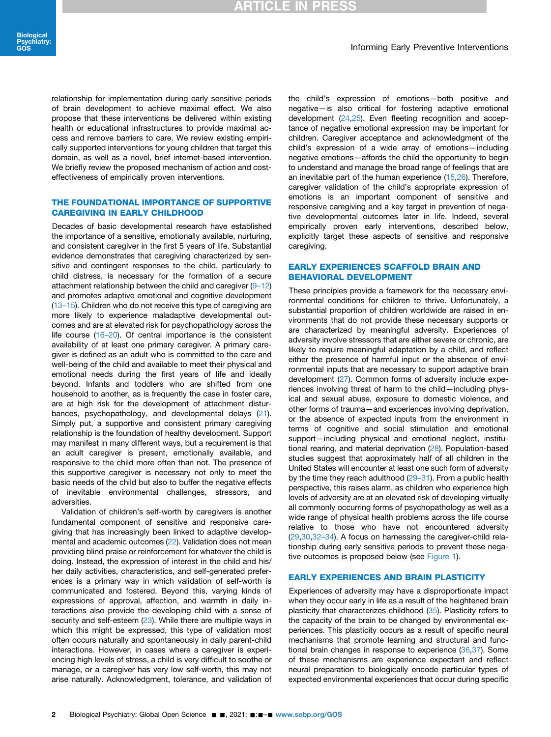relationship for implementation during early sensitive periods of brain development to achieve maximal effect. We also propose that these interventions be delivered within existing health or educational infrastructures to provide maximal access and remove barriers to care. We review existing empirically supported interventions for young children that target this domain, as well as a novel, brief internet-based intervention. We briefly review the proposed mechanism of action and cost-effectiveness of empirically proven interventions.

## THE FOUNDATIONAL IMPORTANCE OF SUPPORTIVE CAREGIVING IN EARLY CHILDHOOD

Decades of basic developmental research have established the importance of a sensitive, emotionally available, nurturing, and consistent caregiver in the first 5 years of life. Substantial evidence demonstrates that caregiving characterized by sensitive and contingent responses to the child, particularly to child distress, is necessary for the formation of a secure attachment relationship between the child and caregiver (9–12) and promotes adaptive emotional and cognitive development (13–15). Children who do not receive this type of caregiving are more likely to experience maladaptive developmental outcomes and are at elevated risk for psychopathology across the life course (16–20). Of central importance is the consistent availability of at least one primary caregiver. A primary caregiver is defined as an adult who is committed to the care and well-being of the child and available to meet their physical and emotional needs during the first years of life and ideally beyond. Infants and toddlers who are shifted from one household to another, as is frequently the case in foster care, are at high risk for the development of attachment disturbances, psychopathology, and developmental delays (21). Simply put, a supportive and consistent primary caregiving relationship is the foundation of healthy development. Support may manifest in many different ways, but a requirement is that an adult caregiver is present, emotionally available, and responsive to the child more often than not. The presence of this supportive caregiver is necessary not only to meet the basic needs of the child but also to buffer the negative effects of inevitable environmental challenges, stressors, and adversities.

Validation of children's self-worth by caregivers is another fundamental component of sensitive and responsive caregiving that has increasingly been linked to adaptive developmental and academic outcomes (22). Validation does not mean providing blind praise or reinforcement for whatever the child is doing. Instead, the expression of interest in the child and his/her daily activities, characteristics, and self-generated preferences is a primary way in which validation of self-worth is communicated and fostered. Beyond this, varying kinds of expressions of approval, affection, and warmth in daily interactions also provide the developing child with a sense of security and self-esteem (23). While there are multiple ways in which this might be expressed, this type of validation most often occurs naturally and spontaneously in daily parent-child interactions. However, in cases where a caregiver is experiencing high levels of stress, a child is very difficult to soothe or manage, or a caregiver has very low self-worth, this may not arise naturally. Acknowledgment, tolerance, and validation of the child's expression of emotions—both positive and negative—is also critical for fostering adaptive emotional development (24,25). Even fleeting recognition and acceptance of negative emotional expression may be important for children. Caregiver acceptance and acknowledgment of the child's expression of a wide array of emotions—including negative emotions—affords the child the opportunity to begin to understand and manage the broad range of feelings that are an inevitable part of the human experience (15,26). Therefore, caregiver validation of the child's appropriate expression of emotions is an important component of sensitive and responsive caregiving and a key target in prevention of negative developmental outcomes later in life. Indeed, several empirically proven early interventions, described below, explicitly target these aspects of sensitive and responsive caregiving.

## EARLY EXPERIENCES SCAFFOLD BRAIN AND BEHAVIORAL DEVELOPMENT

These principles provide a framework for the necessary environmental conditions for children to thrive. Unfortunately, a substantial proportion of children worldwide are raised in environments that do not provide these necessary supports or are characterized by meaningful adversity. Experiences of adversity involve stressors that are either severe or chronic, are likely to require meaningful adaptation by a child, and reflect either the presence of harmful input or the absence of environmental inputs that are necessary to support adaptive brain development (27). Common forms of adversity include experiences involving threat of harm to the child—including physical and sexual abuse, exposure to domestic violence, and other forms of trauma—and experiences involving deprivation, or the absence of expected inputs from the environment in terms of cognitive and social stimulation and emotional support—including physical and emotional neglect, institutional rearing, and material deprivation (28). Population-based studies suggest that approximately half of all children in the United States will encounter at least one such form of adversity by the time they reach adulthood (29–31). From a public health perspective, this raises alarm, as children who experience high levels of adversity are at an elevated risk of developing virtually all commonly occurring forms of psychopathology as well as a wide range of physical health problems across the life course relative to those who have not encountered adversity (29,30,32–34). A focus on harnessing the caregiver-child relationship during early sensitive periods to prevent these negative outcomes is proposed below (see Figure 1).

## EARLY EXPERIENCES AND BRAIN PLASTICITY

Experiences of adversity may have a disproportionate impact when they occur early in life as a result of the heightened brain plasticity that characterizes childhood (35). Plasticity refers to the capacity of the brain to be changed by environmental experiences. This plasticity occurs as a result of specific neural mechanisms that promote learning and structural and functional brain changes in response to experience (36,37). Some of these mechanisms are experience expectant and reflect neural preparation to biologically encode particular types of expected environmental experiences that occur during specific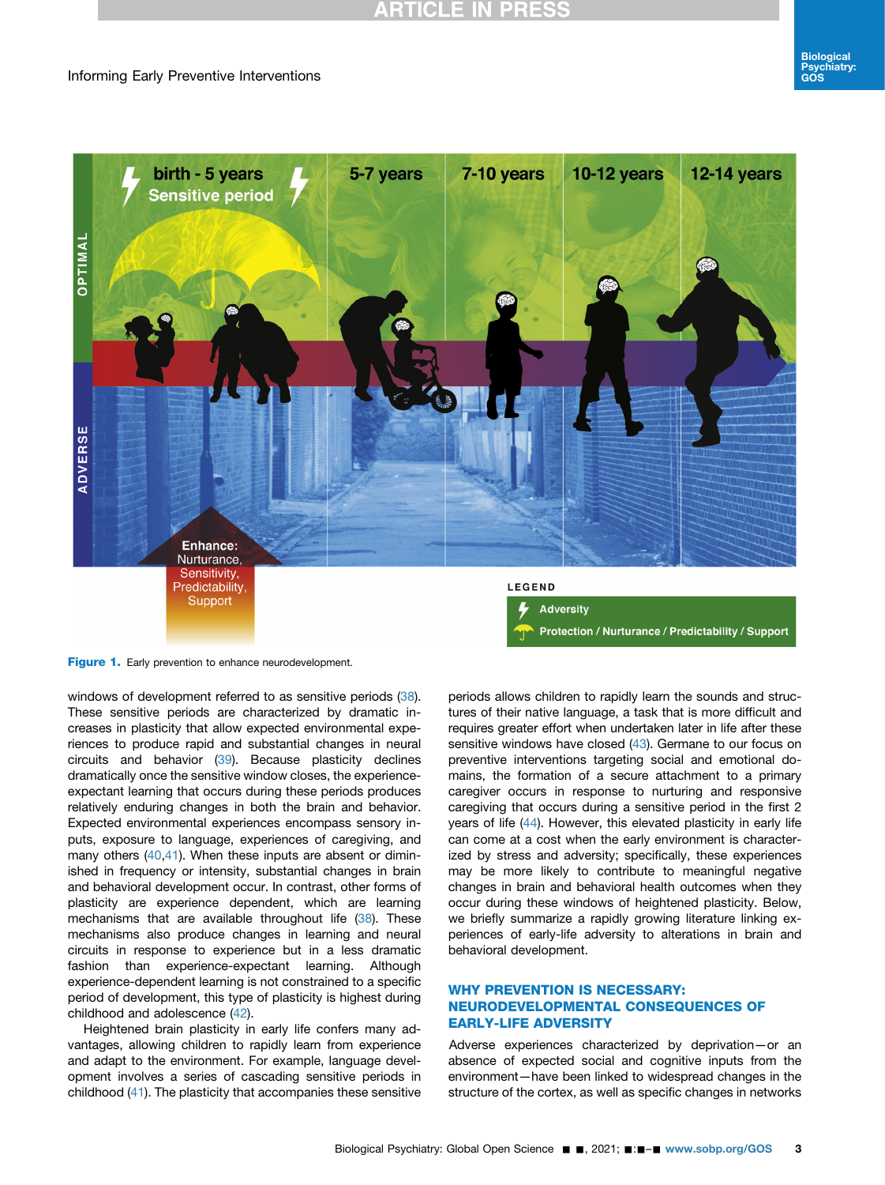Figure 1. Early prevention to enhance neurodevelopment.

windows of development referred to as sensitive periods (38). These sensitive periods are characterized by dramatic increases in plasticity that allow expected environmental experiences to produce rapid and substantial changes in neural circuits and behavior (39). Because plasticity declines dramatically once the sensitive window closes, the experience-expectant learning that occurs during these periods produces relatively enduring changes in both the brain and behavior. Expected environmental experiences encompass sensory inputs, exposure to language, experiences of caregiving, and many others (40,41). When these inputs are absent or diminished in frequency or intensity, substantial changes in brain and behavioral development occur. In contrast, other forms of plasticity are experience dependent, which are learning mechanisms that are available throughout life (38). These mechanisms also produce changes in learning and neural circuits in response to experience but in a less dramatic fashion than experience-expectant learning. Although experience-dependent learning is not constrained to a specific period of development, this type of plasticity is highest during childhood and adolescence (42).

Heightened brain plasticity in early life confers many advantages, allowing children to rapidly learn from experience and adapt to the environment. For example, language development involves a series of cascading sensitive periods in childhood (41). The plasticity that accompanies these sensitive periods allows children to rapidly learn the sounds and structures of their native language, a task that is more difficult and requires greater effort when undertaken later in life after these sensitive windows have closed (43). Germane to our focus on preventive interventions targeting social and emotional domains, the formation of a secure attachment to a primary caregiver occurs in response to nurturing and responsive caregiving that occurs during a sensitive period in the first 2 years of life (44). However, this elevated plasticity in early life can come at a cost when the early environment is characterized by stress and adversity; specifically, these experiences may be more likely to contribute to meaningful negative changes in brain and behavioral health outcomes when they occur during these windows of heightened plasticity. Below, we briefly summarize a rapidly growing literature linking experiences of early-life adversity to alterations in brain and behavioral development.

## WHY PREVENTION IS NECESSARY: NEURODEVELOPMENTAL CONSEQUENCES OF EARLY-LIFE ADVERSITY

Adverse experiences characterized by deprivation—or an absence of expected social and cognitive inputs from the environment—have been linked to widespread changes in the structure of the cortex, as well as specific changes in networks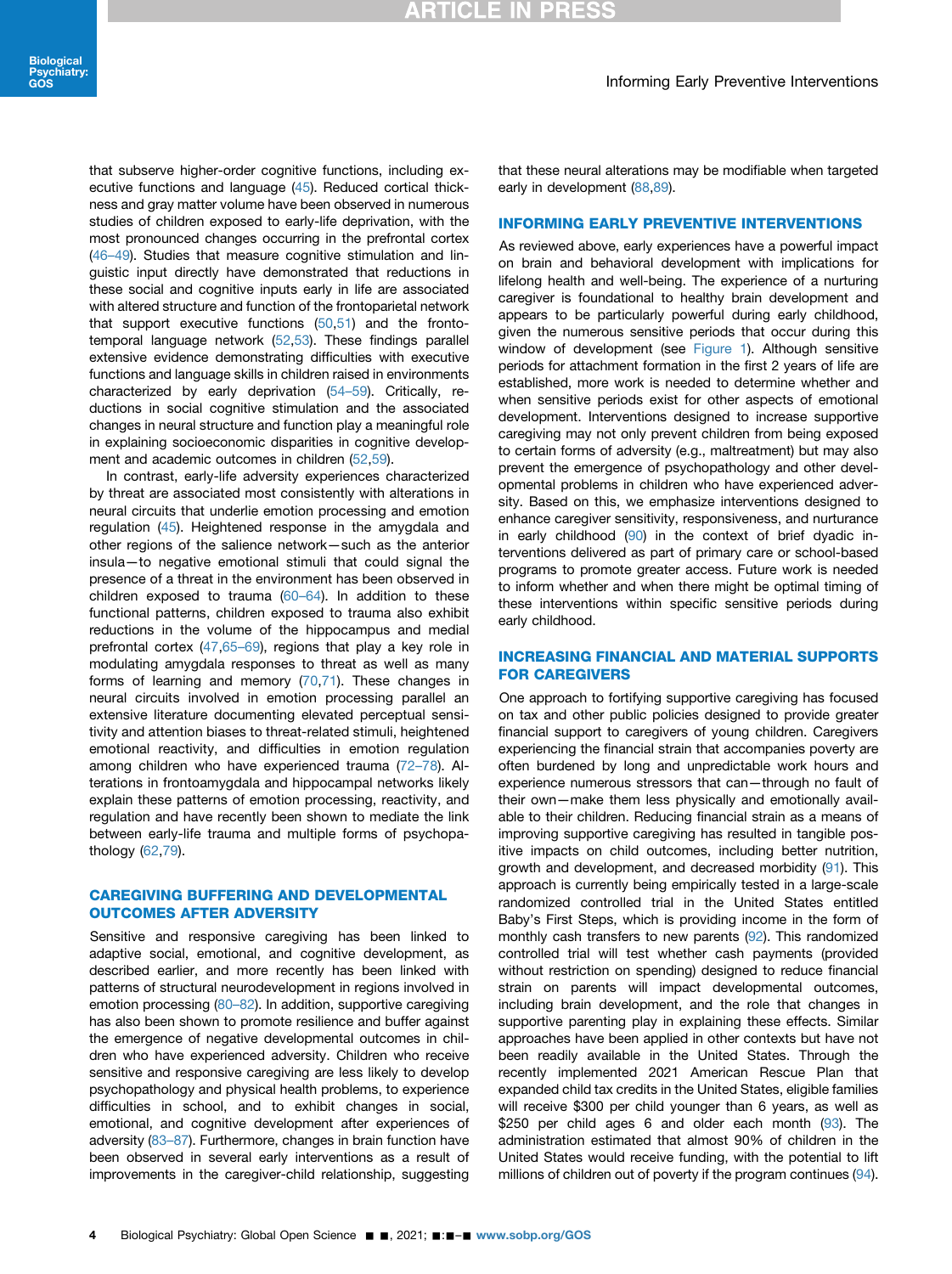that subserve higher-order cognitive functions, including executive functions and language (45). Reduced cortical thickness and gray matter volume have been observed in numerous studies of children exposed to early-life deprivation, with the most pronounced changes occurring in the prefrontal cortex (46–49). Studies that measure cognitive stimulation and linguistic input directly have demonstrated that reductions in these social and cognitive inputs early in life are associated with altered structure and function of the frontoparietal network that support executive functions (50,51) and the frontotemporal language network (52,53). These findings parallel extensive evidence demonstrating difficulties with executive functions and language skills in children raised in environments characterized by early deprivation (54–59). Critically, reductions in social cognitive stimulation and the associated changes in neural structure and function play a meaningful role in explaining socioeconomic disparities in cognitive development and academic outcomes in children (52,59).

In contrast, early-life adversity experiences characterized by threat are associated most consistently with alterations in neural circuits that underlie emotion processing and emotion regulation (45). Heightened response in the amygdala and other regions of the salience network—such as the anterior insula—to negative emotional stimuli that could signal the presence of a threat in the environment has been observed in children exposed to trauma (60–64). In addition to these functional patterns, children exposed to trauma also exhibit reductions in the volume of the hippocampus and medial prefrontal cortex (47,65–69), regions that play a key role in modulating amygdala responses to threat as well as many forms of learning and memory (70,71). These changes in neural circuits involved in emotion processing parallel an extensive literature documenting elevated perceptual sensitivity and attention biases to threat-related stimuli, heightened emotional reactivity, and difficulties in emotion regulation among children who have experienced trauma (72–78). Alterations in frontoamygdala and hippocampal networks likely explain these patterns of emotion processing, reactivity, and regulation and have recently been shown to mediate the link between early-life trauma and multiple forms of psychopathology (62,79).

## CAREGIVING BUFFERING AND DEVELOPMENTAL OUTCOMES AFTER ADVERSITY

Sensitive and responsive caregiving has been linked to adaptive social, emotional, and cognitive development, as described earlier, and more recently has been linked with patterns of structural neurodevelopment in regions involved in emotion processing (80–82). In addition, supportive caregiving has also been shown to promote resilience and buffer against the emergence of negative developmental outcomes in children who have experienced adversity. Children who receive sensitive and responsive caregiving are less likely to develop psychopathology and physical health problems, to experience difficulties in school, and to exhibit changes in social, emotional, and cognitive development after experiences of adversity (83–87). Furthermore, changes in brain function have been observed in several early interventions as a result of improvements in the caregiver-child relationship, suggesting that these neural alterations may be modifiable when targeted early in development (88,89).

## INFORMING EARLY PREVENTIVE INTERVENTIONS

As reviewed above, early experiences have a powerful impact on brain and behavioral development with implications for lifelong health and well-being. The experience of a nurturing caregiver is foundational to healthy brain development and appears to be particularly powerful during early childhood, given the numerous sensitive periods that occur during this window of development (see Figure 1). Although sensitive periods for attachment formation in the first 2 years of life are established, more work is needed to determine whether and when sensitive periods exist for other aspects of emotional development. Interventions designed to increase supportive caregiving may not only prevent children from being exposed to certain forms of adversity (e.g., maltreatment) but may also prevent the emergence of psychopathology and other developmental problems in children who have experienced adversity. Based on this, we emphasize interventions designed to enhance caregiver sensitivity, responsiveness, and nurturance in early childhood (90) in the context of brief dyadic interventions delivered as part of primary care or school-based programs to promote greater access. Future work is needed to inform whether and when there might be optimal timing of these interventions within specific sensitive periods during early childhood.

## INCREASING FINANCIAL AND MATERIAL SUPPORTS FOR CAREGIVERS

One approach to fortifying supportive caregiving has focused on tax and other public policies designed to provide greater financial support to caregivers of young children. Caregivers experiencing the financial strain that accompanies poverty are often burdened by long and unpredictable work hours and experience numerous stressors that can—through no fault of their own—make them less physically and emotionally available to their children. Reducing financial strain as a means of improving supportive caregiving has resulted in tangible positive impacts on child outcomes, including better nutrition, growth and development, and decreased morbidity (91). This approach is currently being empirically tested in a large-scale randomized controlled trial in the United States entitled Baby's First Steps, which is providing income in the form of monthly cash transfers to new parents (92). This randomized controlled trial will test whether cash payments (provided without restriction on spending) designed to reduce financial strain on parents will impact developmental outcomes, including brain development, and the role that changes in supportive parenting play in explaining these effects. Similar approaches have been applied in other contexts but have not been readily available in the United States. Through the recently implemented 2021 American Rescue Plan that expanded child tax credits in the United States, eligible families will receive $300 per child younger than 6 years, as well as $250 per child ages 6 and older each month (93). The administration estimated that almost 90% of children in the United States would receive funding, with the potential to lift millions of children out of poverty if the program continues (94).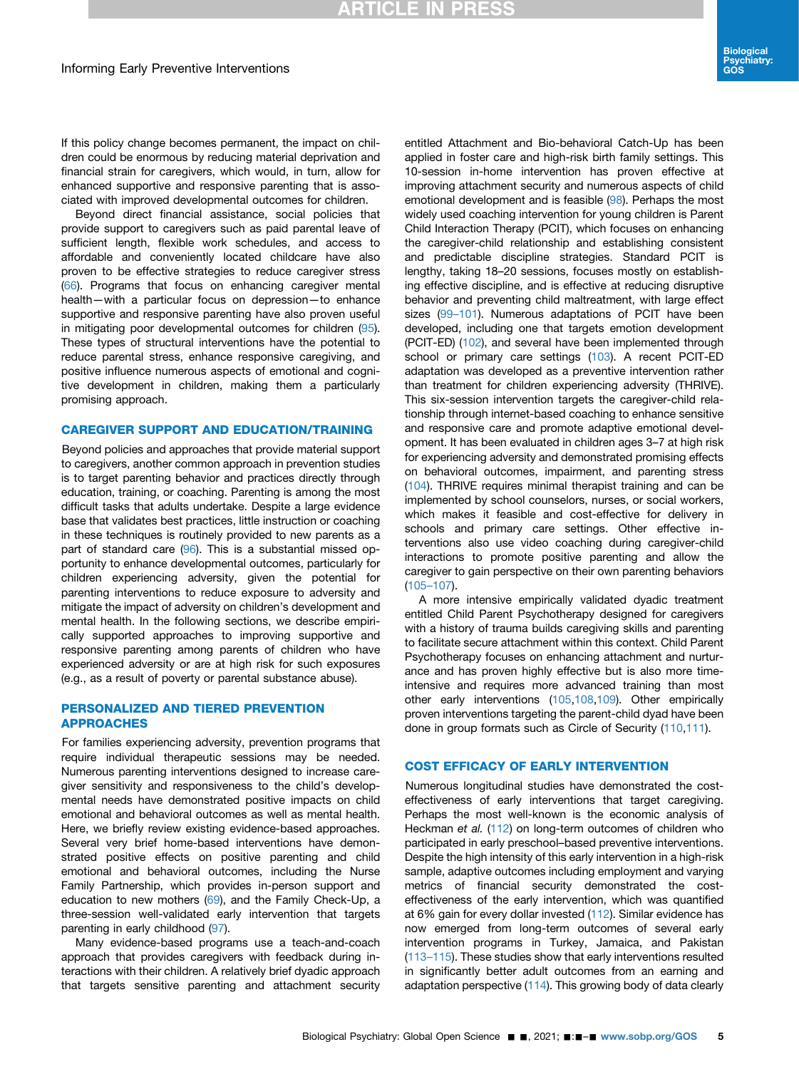If this policy change becomes permanent, the impact on children could be enormous by reducing material deprivation and financial strain for caregivers, which would, in turn, allow for enhanced supportive and responsive parenting that is associated with improved developmental outcomes for children.

Beyond direct financial assistance, social policies that provide support to caregivers such as paid parental leave of sufficient length, flexible work schedules, and access to affordable and conveniently located childcare have also proven to be effective strategies to reduce caregiver stress (66). Programs that focus on enhancing caregiver mental health—with a particular focus on depression—to enhance supportive and responsive parenting have also proven useful in mitigating poor developmental outcomes for children (95). These types of structural interventions have the potential to reduce parental stress, enhance responsive caregiving, and positive influence numerous aspects of emotional and cognitive development in children, making them a particularly promising approach.

## CAREGIVER SUPPORT AND EDUCATION/TRAINING

Beyond policies and approaches that provide material support to caregivers, another common approach in prevention studies is to target parenting behavior and practices directly through education, training, or coaching. Parenting is among the most difficult tasks that adults undertake. Despite a large evidence base that validates best practices, little instruction or coaching in these techniques is routinely provided to new parents as a part of standard care (96). This is a substantial missed opportunity to enhance developmental outcomes, particularly for children experiencing adversity, given the potential for parenting interventions to reduce exposure to adversity and mitigate the impact of adversity on children's development and mental health. In the following sections, we describe empirically supported approaches to improving supportive and responsive parenting among parents of children who have experienced adversity or are at high risk for such exposures (e.g., as a result of poverty or parental substance abuse).

## PERSONALIZED AND TIERED PREVENTION APPROACHES

For families experiencing adversity, prevention programs that require individual therapeutic sessions may be needed. Numerous parenting interventions designed to increase caregiver sensitivity and responsiveness to the child's developmental needs have demonstrated positive impacts on child emotional and behavioral outcomes as well as mental health. Here, we briefly review existing evidence-based approaches. Several very brief home-based interventions have demonstrated positive effects on positive parenting and child emotional and behavioral outcomes, including the Nurse Family Partnership, which provides in-person support and education to new mothers (69), and the Family Check-Up, a three-session well-validated early intervention that targets parenting in early childhood (97).

Many evidence-based programs use a teach-and-coach approach that provides caregivers with feedback during interactions with their children. A relatively brief dyadic approach that targets sensitive parenting and attachment security entitled Attachment and Bio-behavioral Catch-Up has been applied in foster care and high-risk birth family settings. This 10-session in-home intervention has proven effective at improving attachment security and numerous aspects of child emotional development and is feasible (98). Perhaps the most widely used coaching intervention for young children is Parent Child Interaction Therapy (PCIT), which focuses on enhancing the caregiver-child relationship and establishing consistent and predictable discipline strategies. Standard PCIT is lengthy, taking 18–20 sessions, focuses mostly on establishing effective discipline, and is effective at reducing disruptive behavior and preventing child maltreatment, with large effect sizes (99–101). Numerous adaptations of PCIT have been developed, including one that targets emotion development (PCIT-ED) (102), and several have been implemented through school or primary care settings (103). A recent PCIT-ED adaptation was developed as a preventive intervention rather than treatment for children experiencing adversity (THRIVE). This six-session intervention targets the caregiver-child relationship through internet-based coaching to enhance sensitive and responsive care and promote adaptive emotional development. It has been evaluated in children ages 3–7 at high risk for experiencing adversity and demonstrated promising effects on behavioral outcomes, impairment, and parenting stress (104). THRIVE requires minimal therapist training and can be implemented by school counselors, nurses, or social workers, which makes it feasible and cost-effective for delivery in schools and primary care settings. Other effective interventions also use video coaching during caregiver-child interactions to promote positive parenting and allow the caregiver to gain perspective on their own parenting behaviors (105–107).

A more intensive empirically validated dyadic treatment entitled Child Parent Psychotherapy designed for caregivers with a history of trauma builds caregiving skills and parenting to facilitate secure attachment within this context. Child Parent Psychotherapy focuses on enhancing attachment and nurturance and has proven highly effective but is also more time-intensive and requires more advanced training than most other early interventions (105,108,109). Other empirically proven interventions targeting the parent-child dyad have been done in group formats such as Circle of Security (110,111).

## COST EFFICACY OF EARLY INTERVENTION

Numerous longitudinal studies have demonstrated the cost-effectiveness of early interventions that target caregiving. Perhaps the most well-known is the economic analysis of Heckman *et al.* (112) on long-term outcomes of children who participated in early preschool–based preventive interventions. Despite the high intensity of this early intervention in a high-risk sample, adaptive outcomes including employment and varying metrics of financial security demonstrated the cost-effectiveness of the early intervention, which was quantified at 6% gain for every dollar invested (112). Similar evidence has now emerged from long-term outcomes of several early intervention programs in Turkey, Jamaica, and Pakistan (113–115). These studies show that early interventions resulted in significantly better adult outcomes from an earning and adaptation perspective (114). This growing body of data clearly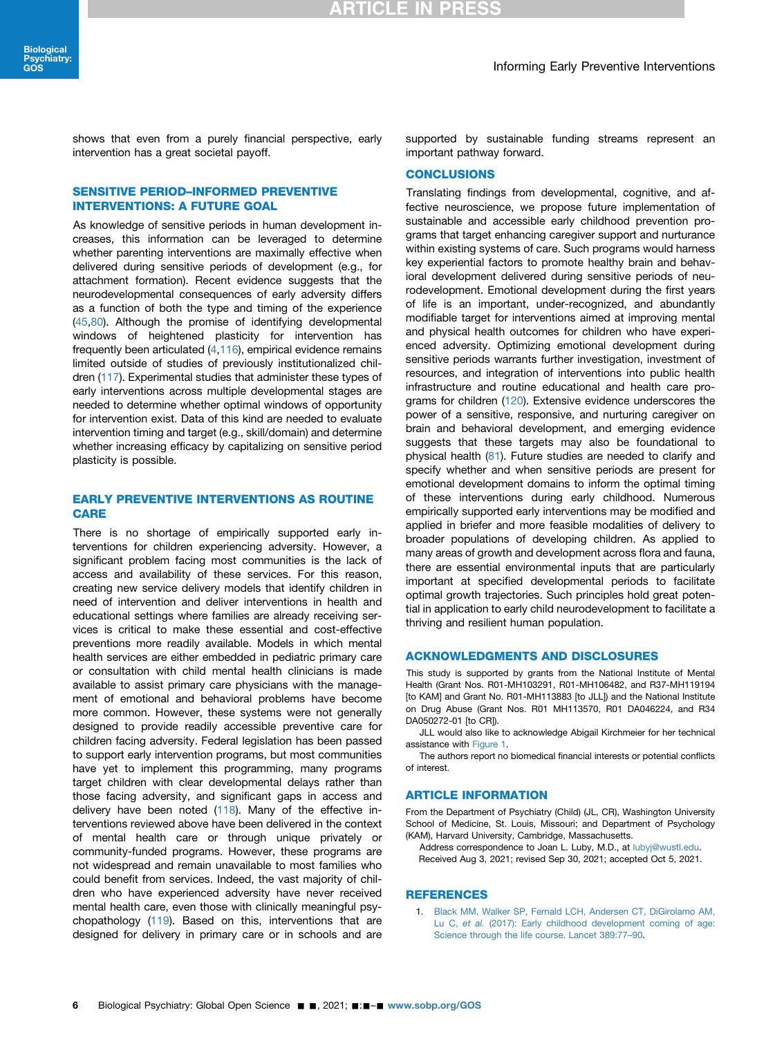shows that even from a purely financial perspective, early intervention has a great societal payoff.

## SENSITIVE PERIOD–INFORMED PREVENTIVE INTERVENTIONS: A FUTURE GOAL

As knowledge of sensitive periods in human development increases, this information can be leveraged to determine whether parenting interventions are maximally effective when delivered during sensitive periods of development (e.g., for attachment formation). Recent evidence suggests that the neurodevelopmental consequences of early adversity differs as a function of both the type and timing of the experience (45,80). Although the promise of identifying developmental windows of heightened plasticity for intervention has frequently been articulated (4,116), empirical evidence remains limited outside of studies of previously institutionalized children (117). Experimental studies that administer these types of early interventions across multiple developmental stages are needed to determine whether optimal windows of opportunity for intervention exist. Data of this kind are needed to evaluate intervention timing and target (e.g., skill/domain) and determine whether increasing efficacy by capitalizing on sensitive period plasticity is possible.

## EARLY PREVENTIVE INTERVENTIONS AS ROUTINE CARE

There is no shortage of empirically supported early interventions for children experiencing adversity. However, a significant problem facing most communities is the lack of access and availability of these services. For this reason, creating new service delivery models that identify children in need of intervention and deliver interventions in health and educational settings where families are already receiving services is critical to make these essential and cost-effective preventions more readily available. Models in which mental health services are either embedded in pediatric primary care or consultation with child mental health clinicians is made available to assist primary care physicians with the management of emotional and behavioral problems have become more common. However, these systems were not generally designed to provide readily accessible preventive care for children facing adversity. Federal legislation has been passed to support early intervention programs, but most communities have yet to implement this programming, many programs target children with clear developmental delays rather than those facing adversity, and significant gaps in access and delivery have been noted (118). Many of the effective interventions reviewed above have been delivered in the context of mental health care or through unique privately or community-funded programs. However, these programs are not widespread and remain unavailable to most families who could benefit from services. Indeed, the vast majority of children who have experienced adversity have never received mental health care, even those with clinically meaningful psychopathology (119). Based on this, interventions that are designed for delivery in primary care or in schools and are supported by sustainable funding streams represent an important pathway forward.

## CONCLUSIONS

Translating findings from developmental, cognitive, and affective neuroscience, we propose future implementation of sustainable and accessible early childhood prevention programs that target enhancing caregiver support and nurturance within existing systems of care. Such programs would harness key experiential factors to promote healthy brain and behavioral development delivered during sensitive periods of neurodevelopment. Emotional development during the first years of life is an important, under-recognized, and abundantly modifiable target for interventions aimed at improving mental and physical health outcomes for children who have experienced adversity. Optimizing emotional development during sensitive periods warrants further investigation, investment of resources, and integration of interventions into public health infrastructure and routine educational and health care programs for children (120). Extensive evidence underscores the power of a sensitive, responsive, and nurturing caregiver on brain and behavioral development, and emerging evidence suggests that these targets may also be foundational to physical health (81). Future studies are needed to clarify and specify whether and when sensitive periods are present for emotional development domains to inform the optimal timing of these interventions during early childhood. Numerous empirically supported early interventions may be modified and applied in briefer and more feasible modalities of delivery to broader populations of developing children. As applied to many areas of growth and development across flora and fauna, there are essential environmental inputs that are particularly important at specified developmental periods to facilitate optimal growth trajectories. Such principles hold great potential in application to early child neurodevelopment to facilitate a thriving and resilient human population.

## ACKNOWLEDGMENTS AND DISCLOSURES

This study is supported by grants from the National Institute of Mental Health (Grant Nos. R01-MH103291, R01-MH106482, and R37-MH119194 [to KAM] and Grant No. R01-MH113883 [to JLL]) and the National Institute on Drug Abuse (Grant Nos. R01 MH113570, R01 DA046224, and R34 DA050272-01 [to CR]).

JLL would also like to acknowledge Abigail Kirchmeier for her technical assistance with Figure 1.

The authors report no biomedical financial interests or potential conflicts of interest.

## ARTICLE INFORMATION

From the Department of Psychiatry (Child) (JL, CR), Washington University School of Medicine, St. Louis, Missouri; and Department of Psychology (KAM), Harvard University, Cambridge, Massachusetts.

Address correspondence to Joan L. Luby, M.D., at lubyj@wustl.edu.

Received Aug 3, 2021; revised Sep 30, 2021; accepted Oct 5, 2021.

## REFERENCES

1. Black MM, Walker SP, Fernald LCH, Andersen CT, DiGirolamo AM, Lu C, *et al.* (2017): Early childhood development coming of age: Science through the life course. Lancet 389:77–90.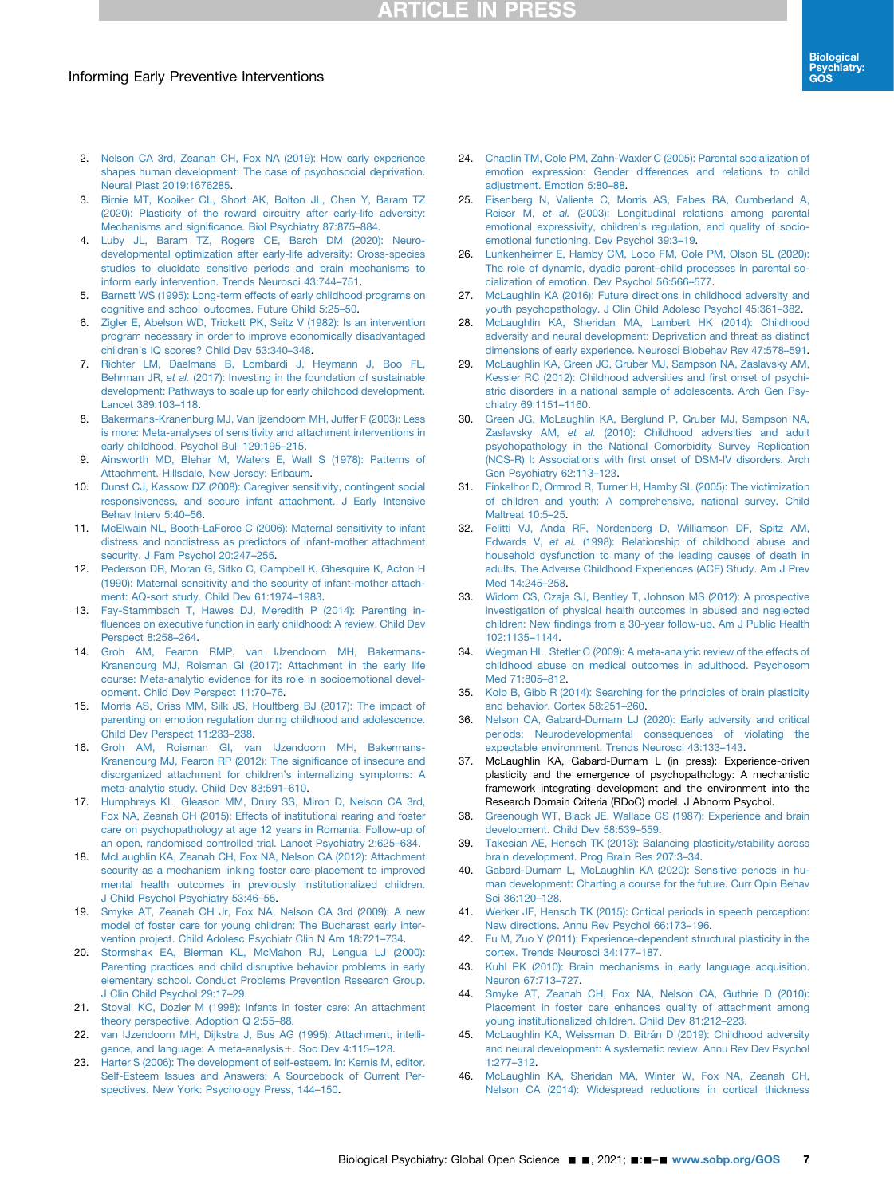2. Nelson CA 3rd, Zeanah CH, Fox NA (2019): How early experience shapes human development: The case of psychosocial deprivation. Neural Plast 2019:1676285.
3. Birnie MT, Kooiker CL, Short AK, Bolton JL, Chen Y, Baram TZ (2020): Plasticity of the reward circuitry after early-life adversity: Mechanisms and significance. Biol Psychiatry 87:875–884.
4. Luby JL, Baram TZ, Rogers CE, Barch DM (2020): Neurodevelopmental optimization after early-life adversity: Cross-species studies to elucidate sensitive periods and brain mechanisms to inform early intervention. Trends Neurosci 43:744–751.
5. Barnett WS (1995): Long-term effects of early childhood programs on cognitive and school outcomes. Future Child 5:25–50.
6. Zigler E, Abelson WD, Trickett PK, Seitz V (1982): Is an intervention program necessary in order to improve economically disadvantaged children's IQ scores? Child Dev 53:340–348.
7. Richter LM, Daelmans B, Lombardi J, Heymann J, Boo FL, Behrman JR, *et al.* (2017): Investing in the foundation of sustainable development: Pathways to scale up for early childhood development. Lancet 389:103–118.
8. Bakermans-Kranenburg MJ, Van Ijzendoorn MH, Juffer F (2003): Less is more: Meta-analyses of sensitivity and attachment interventions in early childhood. Psychol Bull 129:195–215.
9. Ainsworth MD, Blehar M, Waters E, Wall S (1978): Patterns of Attachment. Hillsdale, New Jersey: Erlbaum.
10. Dunst CJ, Kassow DZ (2008): Caregiver sensitivity, contingent social responsiveness, and secure infant attachment. J Early Intensive Behav Interv 5:40–56.
11. McElwain NL, Booth-LaForce C (2006): Maternal sensitivity to infant distress and nondistress as predictors of infant-mother attachment security. J Fam Psychol 20:247–255.
12. Pederson DR, Moran G, Sitko C, Campbell K, Ghesquire K, Acton H (1990): Maternal sensitivity and the security of infant-mother attachment: AQ-sort study. Child Dev 61:1974–1983.
13. Fay-Stammbach T, Hawes DJ, Meredith P (2014): Parenting influences on executive function in early childhood: A review. Child Dev Perspect 8:258–264.
14. Groh AM, Fearon RMP, van IJzendoorn MH, Bakermans-Kranenburg MJ, Roisman GI (2017): Attachment in the early life course: Meta-analytic evidence for its role in socioemotional development. Child Dev Perspect 11:70–76.
15. Morris AS, Criss MM, Silk JS, Houltberg BJ (2017): The impact of parenting on emotion regulation during childhood and adolescence. Child Dev Perspect 11:233–238.
16. Groh AM, Roisman GI, van IJzendoorn MH, Bakermans-Kranenburg MJ, Fearon RP (2012): The significance of insecure and disorganized attachment for children's internalizing symptoms: A meta-analytic study. Child Dev 83:591–610.
17. Humphreys KL, Gleason MM, Drury SS, Miron D, Nelson CA 3rd, Fox NA, Zeanah CH (2015): Effects of institutional rearing and foster care on psychopathology at age 12 years in Romania: Follow-up of an open, randomised controlled trial. Lancet Psychiatry 2:625–634.
18. McLaughlin KA, Zeanah CH, Fox NA, Nelson CA (2012): Attachment security as a mechanism linking foster care placement to improved mental health outcomes in previously institutionalized children. J Child Psychol Psychiatry 53:46–55.
19. Smyke AT, Zeanah CH Jr, Fox NA, Nelson CA 3rd (2009): A new model of foster care for young children: The Bucharest early intervention project. Child Adolesc Psychiatr Clin N Am 18:721–734.
20. Stormshak EA, Bierman KL, McMahon RJ, Lengua LJ (2000): Parenting practices and child disruptive behavior problems in early elementary school. Conduct Problems Prevention Research Group. J Clin Child Psychol 29:17–29.
21. Stovall KC, Dozier M (1998): Infants in foster care: An attachment theory perspective. Adoption Q 2:55–88.
22. van IJzendoorn MH, Dijkstra J, Bus AG (1995): Attachment, intelligence, and language: A meta-analysis+. Soc Dev 4:115–128.
23. Harter S (2006): The development of self-esteem. In: Kernis M, editor. Self-Esteem Issues and Answers: A Sourcebook of Current Perspectives. New York: Psychology Press, 144–150.
24. Chaplin TM, Cole PM, Zahn-Waxler C (2005): Parental socialization of emotion expression: Gender differences and relations to child adjustment. Emotion 5:80–88.
25. Eisenberg N, Valiente C, Morris AS, Fabes RA, Cumberland A, Reiser M, *et al.* (2003): Longitudinal relations among parental emotional expressivity, children's regulation, and quality of socio-emotional functioning. Dev Psychol 39:3–19.
26. Lunkenheimer E, Hamby CM, Lobo FM, Cole PM, Olson SL (2020): The role of dynamic, dyadic parent–child processes in parental socialization of emotion. Dev Psychol 56:566–577.
27. McLaughlin KA (2016): Future directions in childhood adversity and youth psychopathology. J Clin Child Adolesc Psychol 45:361–382.
28. McLaughlin KA, Sheridan MA, Lambert HK (2014): Childhood adversity and neural development: Deprivation and threat as distinct dimensions of early experience. Neurosci Biobehav Rev 47:578–591.
29. McLaughlin KA, Green JG, Gruber MJ, Sampson NA, Zaslavsky AM, Kessler RC (2012): Childhood adversities and first onset of psychiatric disorders in a national sample of adolescents. Arch Gen Psychiatry 69:1151–1160.
30. Green JG, McLaughlin KA, Berglund P, Gruber MJ, Sampson NA, Zaslavsky AM, *et al.* (2010): Childhood adversities and adult psychopathology in the National Comorbidity Survey Replication (NCS-R) I: Associations with first onset of DSM-IV disorders. Arch Gen Psychiatry 62:113–123.
31. Finkelhor D, Ormrod R, Turner H, Hamby SL (2005): The victimization of children and youth: A comprehensive, national survey. Child Maltreat 10:5–25.
32. Felitti VJ, Anda RF, Nordenberg D, Williamson DF, Spitz AM, Edwards V, *et al.* (1998): Relationship of childhood abuse and household dysfunction to many of the leading causes of death in adults. The Adverse Childhood Experiences (ACE) Study. Am J Prev Med 14:245–258.
33. Widom CS, Czaja SJ, Bentley T, Johnson MS (2012): A prospective investigation of physical health outcomes in abused and neglected children: New findings from a 30-year follow-up. Am J Public Health 102:1135–1144.
34. Wegman HL, Stetler C (2009): A meta-analytic review of the effects of childhood abuse on medical outcomes in adulthood. Psychosom Med 71:805–812.
35. Kolb B, Gibb R (2014): Searching for the principles of brain plasticity and behavior. Cortex 58:251–260.
36. Nelson CA, Gabard-Durnam LJ (2020): Early adversity and critical periods: Neurodevelopmental consequences of violating the expectable environment. Trends Neurosci 43:133–143.
37. McLaughlin KA, Gabard-Durnam L (in press): Experience-driven plasticity and the emergence of psychopathology: A mechanistic framework integrating development and the environment into the Research Domain Criteria (RDoC) model. J Abnorm Psychol.
38. Greenough WT, Black JE, Wallace CS (1987): Experience and brain development. Child Dev 58:539–559.
39. Takesian AE, Hensch TK (2013): Balancing plasticity/stability across brain development. Prog Brain Res 207:3–34.
40. Gabard-Durnam L, McLaughlin KA (2020): Sensitive periods in human development: Charting a course for the future. Curr Opin Behav Sci 36:120–128.
41. Werker JF, Hensch TK (2015): Critical periods in speech perception: New directions. Annu Rev Psychol 66:173–196.
42. Fu M, Zuo Y (2011): Experience-dependent structural plasticity in the cortex. Trends Neurosci 34:177–187.
43. Kuhl PK (2010): Brain mechanisms in early language acquisition. Neuron 67:713–727.
44. Smyke AT, Zeanah CH, Fox NA, Nelson CA, Guthrie D (2010): Placement in foster care enhances quality of attachment among young institutionalized children. Child Dev 81:212–223.
45. McLaughlin KA, Weissman D, Bitrán D (2019): Childhood adversity and neural development: A systematic review. Annu Rev Dev Psychol 1:277–312.
46. McLaughlin KA, Sheridan MA, Winter W, Fox NA, Zeanah CH, Nelson CA (2014): Widespread reductions in cortical thickness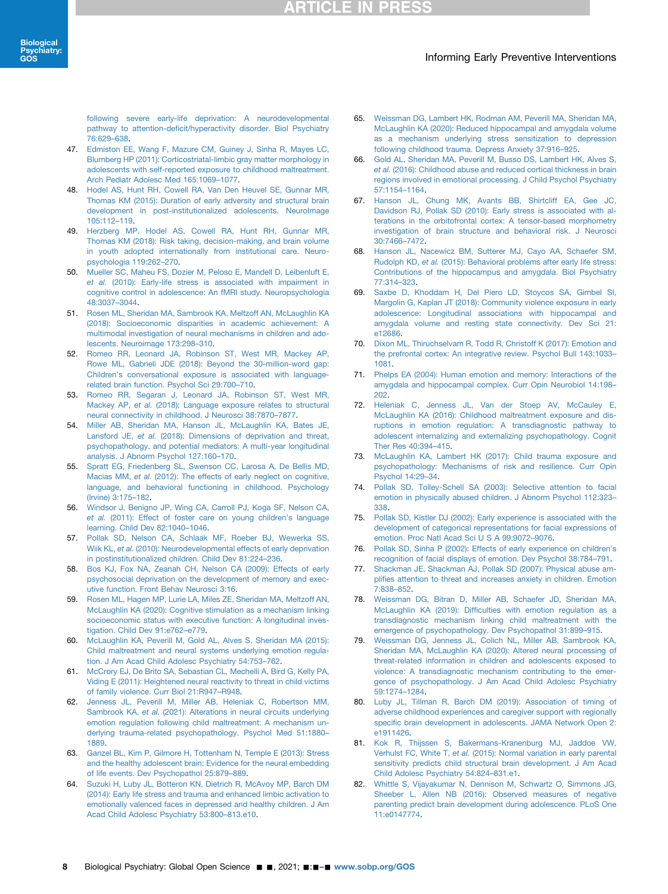following severe early-life deprivation: A neurodevelopmental pathway to attention-deficit/hyperactivity disorder. Biol Psychiatry 76:629–638.

47. Edmiston EE, Wang F, Mazure CM, Guiney J, Sinha R, Mayes LC, Blumberg HP (2011): Corticostriatal-limbic gray matter morphology in adolescents with self-reported exposure to childhood maltreatment. Arch Pediatr Adolesc Med 165:1069–1077.
48. Hodel AS, Hunt RH, Cowell RA, Van Den Heuvel SE, Gunnar MR, Thomas KM (2015): Duration of early adversity and structural brain development in post-institutionalized adolescents. NeuroImage 105:112–119.
49. Herzberg MP, Hodel AS, Cowell RA, Hunt RH, Gunnar MR, Thomas KM (2018): Risk taking, decision-making, and brain volume in youth adopted internationally from institutional care. Neuropsychologia 119:262–270.
50. Mueller SC, Maheu FS, Dozier M, Peloso E, Mandell D, Leibenluft E, *et al.* (2010): Early-life stress is associated with impairment in cognitive control in adolescence: An fMRI study. Neuropsychologia 48:3037–3044.
51. Rosen ML, Sheridan MA, Sambrook KA, Meltzoff AN, McLaughlin KA (2018): Socioeconomic disparities in academic achievement: A multimodal investigation of neural mechanisms in children and adolescents. Neuroimage 173:298–310.
52. Romeo RR, Leonard JA, Robinson ST, West MR, Mackey AP, Rowe ML, Gabrieli JDE (2018): Beyond the 30-million-word gap: Children's conversational exposure is associated with language-related brain function. Psychol Sci 29:700–710.
53. Romeo RR, Segaran J, Leonard JA, Robinson ST, West MR, Mackey AP, *et al.* (2018): Language exposure relates to structural neural connectivity in childhood. J Neurosci 38:7870–7877.
54. Miller AB, Sheridan MA, Hanson JL, McLaughlin KA, Bates JE, Lansford JE, *et al.* (2018): Dimensions of deprivation and threat, psychopathology, and potential mediators: A multi-year longitudinal analysis. J Abnorm Psychol 127:160–170.
55. Spratt EG, Friedenberg SL, Swenson CC, Larosa A, De Bellis MD, Macias MM, *et al.* (2012): The effects of early neglect on cognitive, language, and behavioral functioning in childhood. Psychology (Irvine) 3:175–182.
56. Windsor J, Benigno JP, Wing CA, Carroll PJ, Koga SF, Nelson CA, *et al.* (2011): Effect of foster care on young children's language learning. Child Dev 82:1040–1046.
57. Pollak SD, Nelson CA, Schlaak MF, Roeber BJ, Wewerka SS, Wiik KL, *et al.* (2010): Neurodevelopmental effects of early deprivation in postinstitutionalized children. Child Dev 81:224–236.
58. Bos KJ, Fox NA, Zeanah CH, Nelson CA (2009): Effects of early psychosocial deprivation on the development of memory and executive function. Front Behav Neurosci 3:16.
59. Rosen ML, Hagen MP, Lurie LA, Miles ZE, Sheridan MA, Meltzoff AN, McLaughlin KA (2020): Cognitive stimulation as a mechanism linking socioeconomic status with executive function: A longitudinal investigation. Child Dev 91:e762–e779.
60. McLaughlin KA, Peverill M, Gold AL, Alves S, Sheridan MA (2015): Child maltreatment and neural systems underlying emotion regulation. J Am Acad Child Adolesc Psychiatry 54:753–762.
61. McCrory EJ, De Brito SA, Sebastian CL, Mechelli A, Bird G, Kelly PA, Viding E (2011): Heightened neural reactivity to threat in child victims of family violence. Curr Biol 21:R947–R948.
62. Jenness JL, Peverill M, Miller AB, Heleniak C, Robertson MM, Sambrook KA, *et al.* (2021): Alterations in neural circuits underlying emotion regulation following child maltreatment: A mechanism underlying trauma-related psychopathology. Psychol Med 51:1880–1889.
63. Ganzel BL, Kim P, Gilmore H, Tottenham N, Temple E (2013): Stress and the healthy adolescent brain: Evidence for the neural embedding of life events. Dev Psychopathol 25:879–889.
64. Suzuki H, Luby JL, Botteron KN, Dietrich R, McAvoy MP, Barch DM (2014): Early life stress and trauma and enhanced limbic activation to emotionally valenced faces in depressed and healthy children. J Am Acad Child Adolesc Psychiatry 53:800–813.e10.
65. Weissman DG, Lambert HK, Rodman AM, Peverill MA, Sheridan MA, McLaughlin KA (2020): Reduced hippocampal and amygdala volume as a mechanism underlying stress sensitization to depression following childhood trauma. Depress Anxiety 37:916–925.
66. Gold AL, Sheridan MA, Peverill M, Busso DS, Lambert HK, Alves S, *et al.* (2016): Childhood abuse and reduced cortical thickness in brain regions involved in emotional processing. J Child Psychol Psychiatry 57:1154–1164.
67. Hanson JL, Chung MK, Avants BB, Shirtcliff EA, Gee JC, Davidson RJ, Pollak SD (2010): Early stress is associated with alterations in the orbitofrontal cortex: A tensor-based morphometry investigation of brain structure and behavioral risk. J Neurosci 30:7466–7472.
68. Hanson JL, Nacewicz BM, Sutterer MJ, Cayo AA, Schaefer SM, Rudolph KD, *et al.* (2015): Behavioral problems after early life stress: Contributions of the hippocampus and amygdala. Biol Psychiatry 77:314–323.
69. Saxbe D, Khoddam H, Del Piero LD, Stoycos SA, Gimbel SI, Margolin G, Kaplan JT (2018): Community violence exposure in early adolescence: Longitudinal associations with hippocampal and amygdala volume and resting state connectivity. Dev Sci 21:e12686.
70. Dixon ML, Thiruchselvam R, Todd R, Christoff K (2017): Emotion and the prefrontal cortex: An integrative review. Psychol Bull 143:1033–1081.
71. Phelps EA (2004): Human emotion and memory: Interactions of the amygdala and hippocampal complex. Curr Opin Neurobiol 14:198–202.
72. Heleniak C, Jenness JL, Van der Stoep AV, McCauley E, McLaughlin KA (2016): Childhood maltreatment exposure and disruptions in emotion regulation: A transdiagnostic pathway to adolescent internalizing and externalizing psychopathology. Cognit Ther Res 40:394–415.
73. McLaughlin KA, Lambert HK (2017): Child trauma exposure and psychopathology: Mechanisms of risk and resilience. Curr Opin Psychol 14:29–34.
74. Pollak SD, Tolley-Schell SA (2003): Selective attention to facial emotion in physically abused children. J Abnorm Psychol 112:323–338.
75. Pollak SD, Kistler DJ (2002): Early experience is associated with the development of categorical representations for facial expressions of emotion. Proc Natl Acad Sci U S A 99:9072–9076.
76. Pollak SD, Sinha P (2002): Effects of early experience on children's recognition of facial displays of emotion. Dev Psychol 38:784–791.
77. Shackman JE, Shackman AJ, Pollak SD (2007): Physical abuse amplifies attention to threat and increases anxiety in children. Emotion 7:838–852.
78. Weissman DG, Bitran D, Miller AB, Schaefer JD, Sheridan MA, McLaughlin KA (2019): Difficulties with emotion regulation as a transdiagnostic mechanism linking child maltreatment with the emergence of psychopathology. Dev Psychopathol 31:899–915.
79. Weissman DG, Jenness JL, Colich NL, Miller AB, Sambrook KA, Sheridan MA, McLaughlin KA (2020): Altered neural processing of threat-related information in children and adolescents exposed to violence: A transdiagnostic mechanism contributing to the emergence of psychopathology. J Am Acad Child Adolesc Psychiatry 59:1274–1284.
80. Luby JL, Tillman R, Barch DM (2019): Association of timing of adverse childhood experiences and caregiver support with regionally specific brain development in adolescents. JAMA Network Open 2:e1911426.
81. Kok R, Thijssen S, Bakermans-Kranenburg MJ, Jaddoe VW, Verhulst FC, White T, *et al.* (2015): Normal variation in early parental sensitivity predicts child structural brain development. J Am Acad Child Adolesc Psychiatry 54:824–831.e1.
82. Whittle S, Vijayakumar N, Dennison M, Schwartz O, Simmons JG, Sheeber L, Allen NB (2016): Observed measures of negative parenting predict brain development during adolescence. PLoS One 11:e0147774.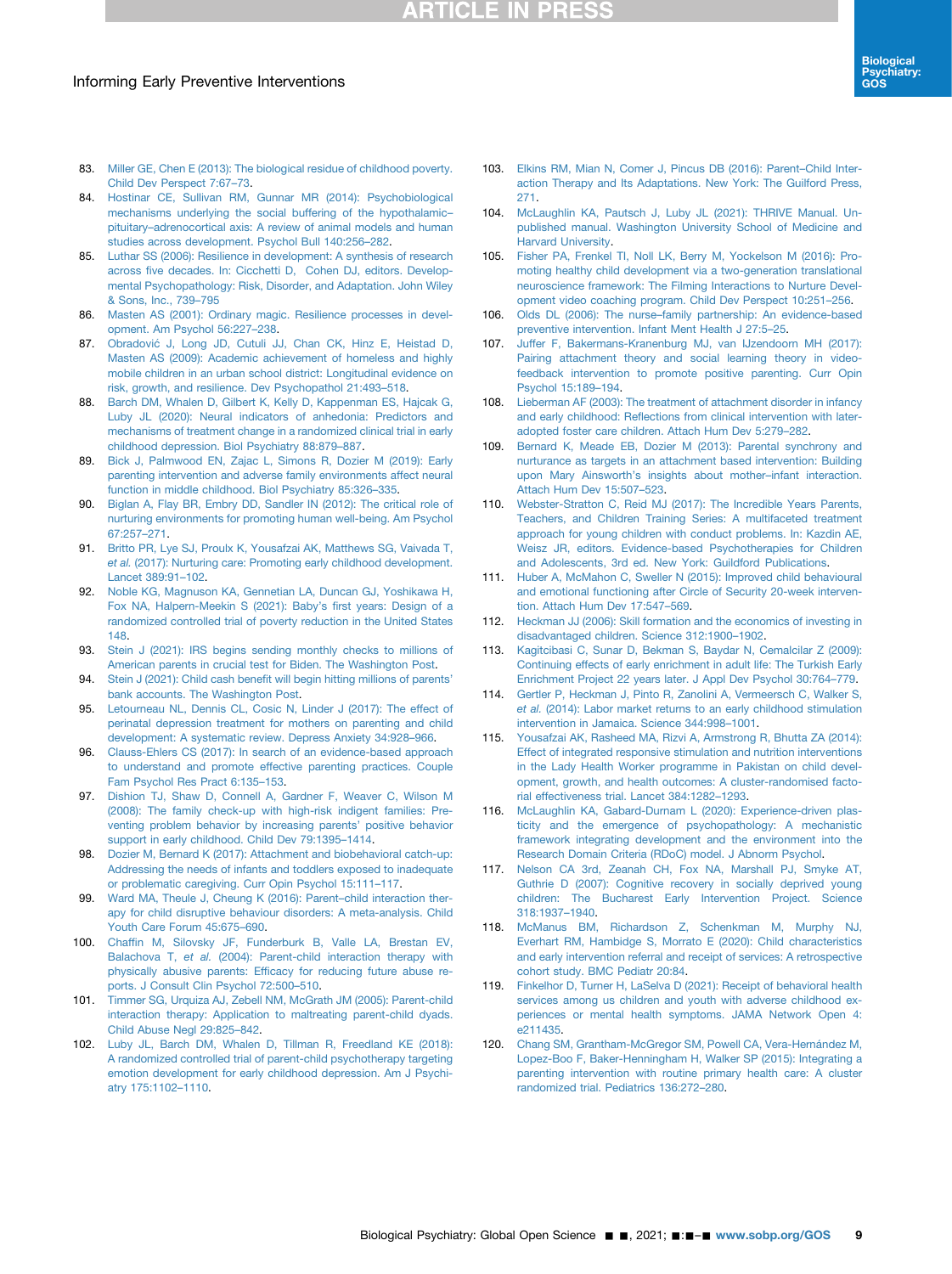83. Miller GE, Chen E (2013): The biological residue of childhood poverty. Child Dev Perspect 7:67–73.
84. Hostinar CE, Sullivan RM, Gunnar MR (2014): Psychobiological mechanisms underlying the social buffering of the hypothalamic–pituitary–adrenocortical axis: A review of animal models and human studies across development. Psychol Bull 140:256–282.
85. Luthar SS (2006): Resilience in development: A synthesis of research across five decades. In: Cicchetti D, Cohen DJ, editors. Developmental Psychopathology: Risk, Disorder, and Adaptation. John Wiley & Sons, Inc., 739–795
86. Masten AS (2001): Ordinary magic. Resilience processes in development. Am Psychol 56:227–238.
87. Obradović J, Long JD, Cutuli JJ, Chan CK, Hinz E, Heistad D, Masten AS (2009): Academic achievement of homeless and highly mobile children in an urban school district: Longitudinal evidence on risk, growth, and resilience. Dev Psychopathol 21:493–518.
88. Barch DM, Whalen D, Gilbert K, Kelly D, Kappenman ES, Hajcak G, Luby JL (2020): Neural indicators of anhedonia: Predictors and mechanisms of treatment change in a randomized clinical trial in early childhood depression. Biol Psychiatry 88:879–887.
89. Bick J, Palmwood EN, Zajac L, Simons R, Dozier M (2019): Early parenting intervention and adverse family environments affect neural function in middle childhood. Biol Psychiatry 85:326–335.
90. Biglan A, Flay BR, Embry DD, Sandler IN (2012): The critical role of nurturing environments for promoting human well-being. Am Psychol 67:257–271.
91. Britto PR, Lye SJ, Proulx K, Yousafzai AK, Matthews SG, Vaivada T, *et al.* (2017): Nurturing care: Promoting early childhood development. Lancet 389:91–102.
92. Noble KG, Magnuson KA, Gennetian LA, Duncan GJ, Yoshikawa H, Fox NA, Halpern-Meekin S (2021): Baby's first years: Design of a randomized controlled trial of poverty reduction in the United States 148.
93. Stein J (2021): IRS begins sending monthly checks to millions of American parents in crucial test for Biden. The Washington Post.
94. Stein J (2021): Child cash benefit will begin hitting millions of parents' bank accounts. The Washington Post.
95. Letourneau NL, Dennis CL, Cosic N, Linder J (2017): The effect of perinatal depression treatment for mothers on parenting and child development: A systematic review. Depress Anxiety 34:928–966.
96. Clauss-Ehlers CS (2017): In search of an evidence-based approach to understand and promote effective parenting practices. Couple Fam Psychol Res Pract 6:135–153.
97. Dishion TJ, Shaw D, Connell A, Gardner F, Weaver C, Wilson M (2008): The family check-up with high-risk indigent families: Preventing problem behavior by increasing parents' positive behavior support in early childhood. Child Dev 79:1395–1414.
98. Dozier M, Bernard K (2017): Attachment and biobehavioral catch-up: Addressing the needs of infants and toddlers exposed to inadequate or problematic caregiving. Curr Opin Psychol 15:111–117.
99. Ward MA, Theule J, Cheung K (2016): Parent–child interaction therapy for child disruptive behaviour disorders: A meta-analysis. Child Youth Care Forum 45:675–690.
100. Chaffin M, Silovsky JF, Funderburk B, Valle LA, Brestan EV, Balachova T, *et al.* (2004): Parent-child interaction therapy with physically abusive parents: Efficacy for reducing future abuse reports. J Consult Clin Psychol 72:500–510.
101. Timmer SG, Urquiza AJ, Zebell NM, McGrath JM (2005): Parent-child interaction therapy: Application to maltreating parent-child dyads. Child Abuse Negl 29:825–842.
102. Luby JL, Barch DM, Whalen D, Tillman R, Freedland KE (2018): A randomized controlled trial of parent-child psychotherapy targeting emotion development for early childhood depression. Am J Psychiatry 175:1102–1110.
103. Elkins RM, Mian N, Comer J, Pincus DB (2016): Parent–Child Interaction Therapy and Its Adaptations. New York: The Guilford Press, 271.
104. McLaughlin KA, Pautsch J, Luby JL (2021): THRIVE Manual. Unpublished manual. Washington University School of Medicine and Harvard University.
105. Fisher PA, Frenkel TI, Noll LK, Berry M, Yockelson M (2016): Promoting healthy child development via a two-generation translational neuroscience framework: The Filming Interactions to Nurture Development video coaching program. Child Dev Perspect 10:251–256.
106. Olds DL (2006): The nurse–family partnership: An evidence-based preventive intervention. Infant Ment Health J 27:5–25.
107. Juffer F, Bakermans-Kranenburg MJ, van IJzendoorn MH (2017): Pairing attachment theory and social learning theory in video-feedback intervention to promote positive parenting. Curr Opin Psychol 15:189–194.
108. Lieberman AF (2003): The treatment of attachment disorder in infancy and early childhood: Reflections from clinical intervention with later-adopted foster care children. Attach Hum Dev 5:279–282.
109. Bernard K, Meade EB, Dozier M (2013): Parental synchrony and nurturance as targets in an attachment based intervention: Building upon Mary Ainsworth's insights about mother–infant interaction. Attach Hum Dev 15:507–523.
110. Webster-Stratton C, Reid MJ (2017): The Incredible Years Parents, Teachers, and Children Training Series: A multifaceted treatment approach for young children with conduct problems. In: Kazdin AE, Weisz JR, editors. Evidence-based Psychotherapies for Children and Adolescents, 3rd ed. New York: Guildford Publications.
111. Huber A, McMahon C, Sweller N (2015): Improved child behavioural and emotional functioning after Circle of Security 20-week intervention. Attach Hum Dev 17:547–569.
112. Heckman JJ (2006): Skill formation and the economics of investing in disadvantaged children. Science 312:1900–1902.
113. Kagitcibasi C, Sunar D, Bekman S, Baydar N, Cemalcilar Z (2009): Continuing effects of early enrichment in adult life: The Turkish Early Enrichment Project 22 years later. J Appl Dev Psychol 30:764–779.
114. Gertler P, Heckman J, Pinto R, Zanolini A, Vermeersch C, Walker S, *et al.* (2014): Labor market returns to an early childhood stimulation intervention in Jamaica. Science 344:998–1001.
115. Yousafzai AK, Rasheed MA, Rizvi A, Armstrong R, Bhutta ZA (2014): Effect of integrated responsive stimulation and nutrition interventions in the Lady Health Worker programme in Pakistan on child development, growth, and health outcomes: A cluster-randomised factorial effectiveness trial. Lancet 384:1282–1293.
116. McLaughlin KA, Gabard-Durnam L (2020): Experience-driven plasticity and the emergence of psychopathology: A mechanistic framework integrating development and the environment into the Research Domain Criteria (RDoC) model. J Abnorm Psychol.
117. Nelson CA 3rd, Zeanah CH, Fox NA, Marshall PJ, Smyke AT, Guthrie D (2007): Cognitive recovery in socially deprived young children: The Bucharest Early Intervention Project. Science 318:1937–1940.
118. McManus BM, Richardson Z, Schenkman M, Murphy NJ, Everhart RM, Hambidge S, Morrato E (2020): Child characteristics and early intervention referral and receipt of services: A retrospective cohort study. BMC Pediatr 20:84.
119. Finkelhor D, Turner H, LaSelva D (2021): Receipt of behavioral health services among us children and youth with adverse childhood experiences or mental health symptoms. JAMA Network Open 4: e211435.
120. Chang SM, Grantham-McGregor SM, Powell CA, Vera-Hernández M, Lopez-Boo F, Baker-Henningham H, Walker SP (2015): Integrating a parenting intervention with routine primary health care: A cluster randomized trial. Pediatrics 136:272–280.